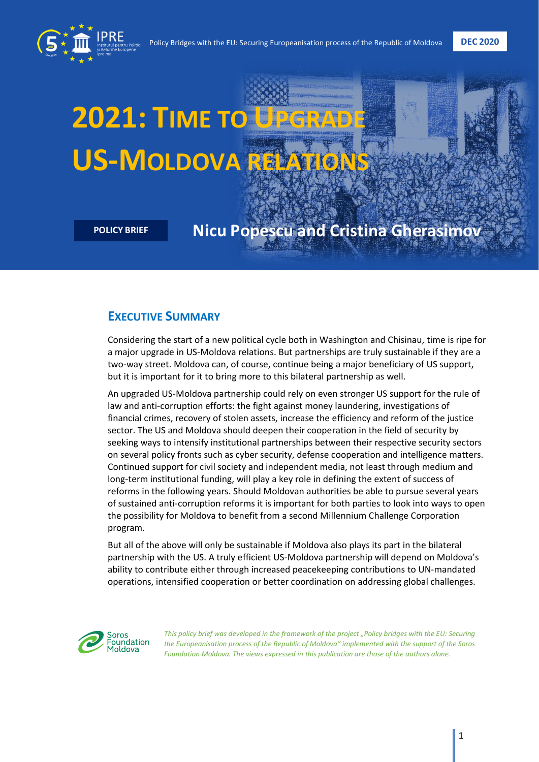# 2021: Time to Upgrade US-Moldova Relations

**POLICY BRIEF**

**Nicu Popescu and Cristina Gherasimov**

## Executive Summary

Considering the start of a new political cycle both in Washington and Chisinau, time is ripe for a major upgrade in US-Moldova relations. But partnerships are truly sustainable if they are a two-way street. Moldova can, of course, continue being a major beneficiary of US support, but it is important for it to bring more to this bilateral partnership as well.

An upgraded US-Moldova partnership could rely on even stronger US support for the rule of law and anti-corruption efforts: the fight against money laundering, investigations of financial crimes, recovery of stolen assets, increase the efficiency and reform of the justice sector. The US and Moldova should deepen their cooperation in the field of security by seeking ways to intensify institutional partnerships between their respective security sectors on several policy fronts such as cyber security, defense cooperation and intelligence matters. Continued support for civil society and independent media, not least through medium and long-term institutional funding, will play a key role in defining the extent of success of reforms in the following years. Should Moldovan authorities be able to pursue several years of sustained anti-corruption reforms it is important for both parties to look into ways to open the possibility for Moldova to benefit from a second Millennium Challenge Corporation program.

But all of the above will only be sustainable if Moldova also plays its part in the bilateral partnership with the US. A truly efficient US-Moldova partnership will depend on Moldova's ability to contribute either through increased peacekeeping contributions to UN-mandated operations, intensified cooperation or better coordination on addressing global challenges.

*This policy brief was developed in the framework of the project „Policy bridges with the EU: Securing the Europeanisation process of the Republic of Moldova" implemented with the support of the Soros Foundation Moldova. The views expressed in this publication are those of the authors alone.*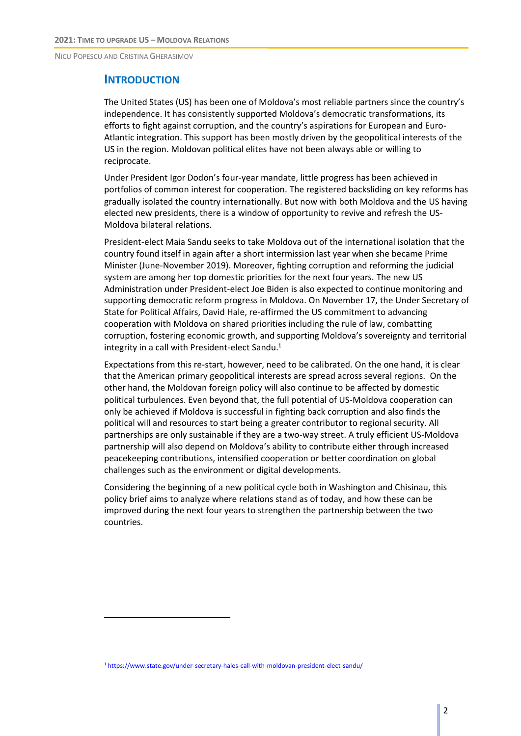## Introduction

The United States (US) has been one of Moldova's most reliable partners since the country's independence. It has consistently supported Moldova's democratic transformations, its efforts to fight against corruption, and the country's aspirations for European and Euro-Atlantic integration. This support has been mostly driven by the geopolitical interests of the US in the region. Moldovan political elites have not been always able or willing to reciprocate.

Under President Igor Dodon's four-year mandate, little progress has been achieved in portfolios of common interest for cooperation. The registered backsliding on key reforms has gradually isolated the country internationally. But now with both Moldova and the US having elected new presidents, there is a window of opportunity to revive and refresh the US-Moldova bilateral relations.

President-elect Maia Sandu seeks to take Moldova out of the international isolation that the country found itself in again after a short intermission last year when she became Prime Minister (June-November 2019). Moreover, fighting corruption and reforming the judicial system are among her top domestic priorities for the next four years. The new US Administration under President-elect Joe Biden is also expected to continue monitoring and supporting democratic reform progress in Moldova. On November 17, the Under Secretary of State for Political Affairs, David Hale, re-affirmed the US commitment to advancing cooperation with Moldova on shared priorities including the rule of law, combatting corruption, fostering economic growth, and supporting Moldova's sovereignty and territorial integrity in a call with President-elect Sandu.[1]

Expectations from this re-start, however, need to be calibrated. On the one hand, it is clear that the American primary geopolitical interests are spread across several regions. On the other hand, the Moldovan foreign policy will also continue to be affected by domestic political turbulences. Even beyond that, the full potential of US-Moldova cooperation can only be achieved if Moldova is successful in fighting back corruption and also finds the political will and resources to start being a greater contributor to regional security. All partnerships are only sustainable if they are a two-way street. A truly efficient US-Moldova partnership will also depend on Moldova's ability to contribute either through increased peacekeeping contributions, intensified cooperation or better coordination on global challenges such as the environment or digital developments.

Considering the beginning of a new political cycle both in Washington and Chisinau, this policy brief aims to analyze where relations stand as of today, and how these can be improved during the next four years to strengthen the partnership between the two countries.

---

[1] https://www.state.gov/under-secretary-hales-call-with-moldovan-president-elect-sandu/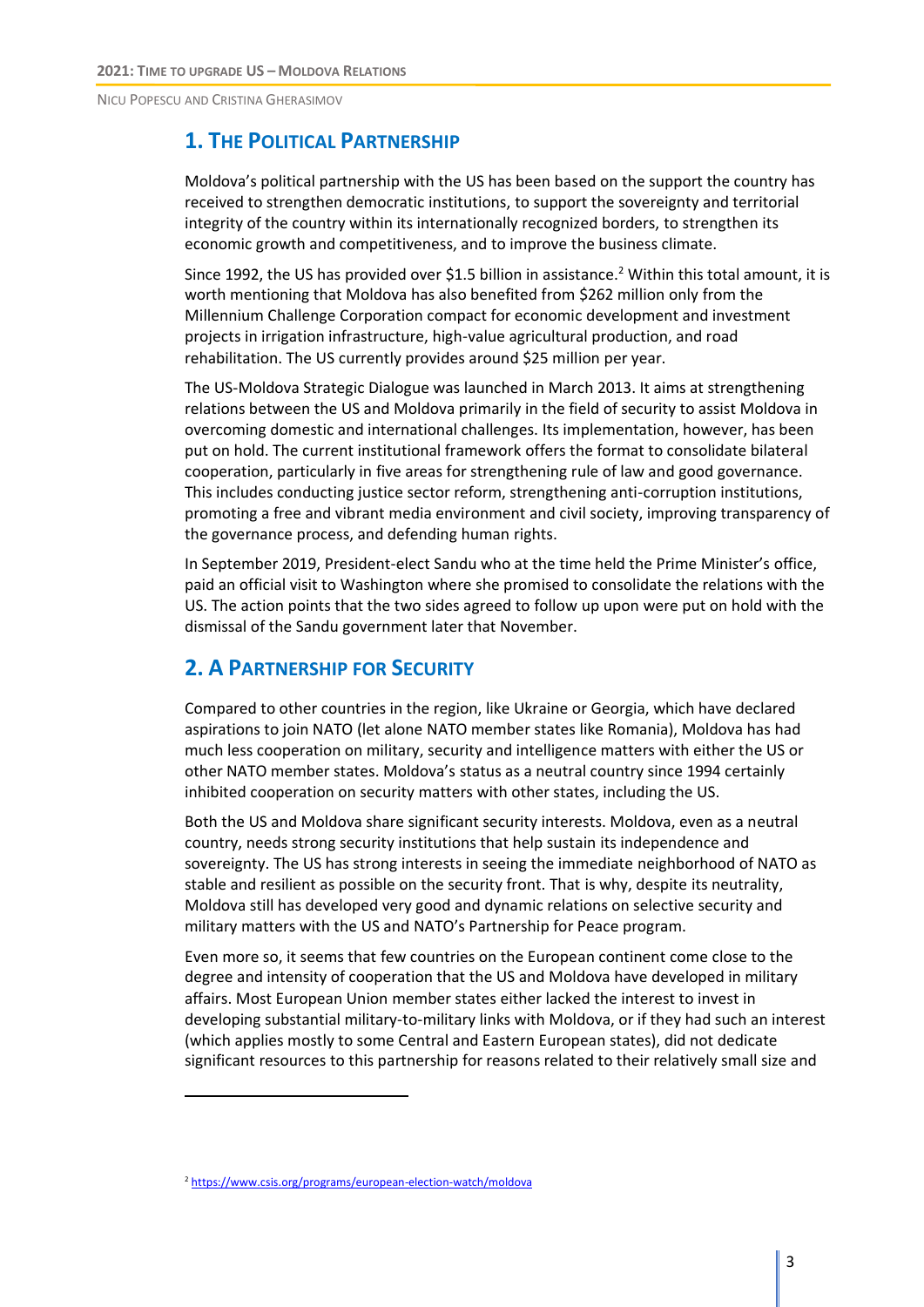## 1. The Political Partnership

Moldova's political partnership with the US has been based on the support the country has received to strengthen democratic institutions, to support the sovereignty and territorial integrity of the country within its internationally recognized borders, to strengthen its economic growth and competitiveness, and to improve the business climate.

Since 1992, the US has provided over $1.5 billion in assistance.[2] Within this total amount, it is worth mentioning that Moldova has also benefited from $262 million only from the Millennium Challenge Corporation compact for economic development and investment projects in irrigation infrastructure, high-value agricultural production, and road rehabilitation. The US currently provides around $25 million per year.

The US-Moldova Strategic Dialogue was launched in March 2013. It aims at strengthening relations between the US and Moldova primarily in the field of security to assist Moldova in overcoming domestic and international challenges. Its implementation, however, has been put on hold. The current institutional framework offers the format to consolidate bilateral cooperation, particularly in five areas for strengthening rule of law and good governance. This includes conducting justice sector reform, strengthening anti-corruption institutions, promoting a free and vibrant media environment and civil society, improving transparency of the governance process, and defending human rights.

In September 2019, President-elect Sandu who at the time held the Prime Minister's office, paid an official visit to Washington where she promised to consolidate the relations with the US. The action points that the two sides agreed to follow up upon were put on hold with the dismissal of the Sandu government later that November.

## 2. A Partnership for Security

Compared to other countries in the region, like Ukraine or Georgia, which have declared aspirations to join NATO (let alone NATO member states like Romania), Moldova has had much less cooperation on military, security and intelligence matters with either the US or other NATO member states. Moldova's status as a neutral country since 1994 certainly inhibited cooperation on security matters with other states, including the US.

Both the US and Moldova share significant security interests. Moldova, even as a neutral country, needs strong security institutions that help sustain its independence and sovereignty. The US has strong interests in seeing the immediate neighborhood of NATO as stable and resilient as possible on the security front. That is why, despite its neutrality, Moldova still has developed very good and dynamic relations on selective security and military matters with the US and NATO's Partnership for Peace program.

Even more so, it seems that few countries on the European continent come close to the degree and intensity of cooperation that the US and Moldova have developed in military affairs. Most European Union member states either lacked the interest to invest in developing substantial military-to-military links with Moldova, or if they had such an interest (which applies mostly to some Central and Eastern European states), did not dedicate significant resources to this partnership for reasons related to their relatively small size and

[2] https://www.csis.org/programs/european-election-watch/moldova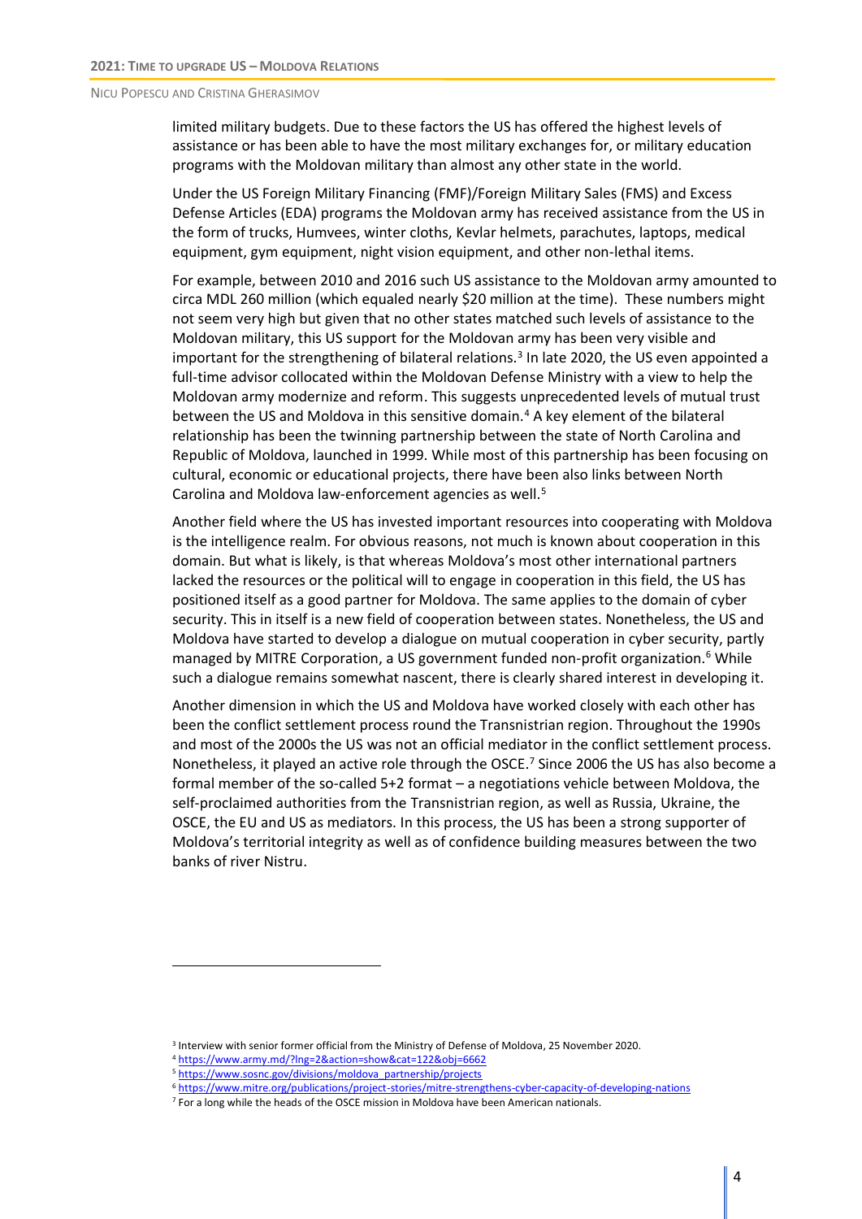limited military budgets. Due to these factors the US has offered the highest levels of assistance or has been able to have the most military exchanges for, or military education programs with the Moldovan military than almost any other state in the world.

Under the US Foreign Military Financing (FMF)/Foreign Military Sales (FMS) and Excess Defense Articles (EDA) programs the Moldovan army has received assistance from the US in the form of trucks, Humvees, winter cloths, Kevlar helmets, parachutes, laptops, medical equipment, gym equipment, night vision equipment, and other non-lethal items.

For example, between 2010 and 2016 such US assistance to the Moldovan army amounted to circa MDL 260 million (which equaled nearly $20 million at the time). These numbers might not seem very high but given that no other states matched such levels of assistance to the Moldovan military, this US support for the Moldovan army has been very visible and important for the strengthening of bilateral relations.[3] In late 2020, the US even appointed a full-time advisor collocated within the Moldovan Defense Ministry with a view to help the Moldovan army modernize and reform. This suggests unprecedented levels of mutual trust between the US and Moldova in this sensitive domain.[4] A key element of the bilateral relationship has been the twinning partnership between the state of North Carolina and Republic of Moldova, launched in 1999. While most of this partnership has been focusing on cultural, economic or educational projects, there have been also links between North Carolina and Moldova law-enforcement agencies as well.[5]

Another field where the US has invested important resources into cooperating with Moldova is the intelligence realm. For obvious reasons, not much is known about cooperation in this domain. But what is likely, is that whereas Moldova's most other international partners lacked the resources or the political will to engage in cooperation in this field, the US has positioned itself as a good partner for Moldova. The same applies to the domain of cyber security. This in itself is a new field of cooperation between states. Nonetheless, the US and Moldova have started to develop a dialogue on mutual cooperation in cyber security, partly managed by MITRE Corporation, a US government funded non-profit organization.[6] While such a dialogue remains somewhat nascent, there is clearly shared interest in developing it.

Another dimension in which the US and Moldova have worked closely with each other has been the conflict settlement process round the Transnistrian region. Throughout the 1990s and most of the 2000s the US was not an official mediator in the conflict settlement process. Nonetheless, it played an active role through the OSCE.[7] Since 2006 the US has also become a formal member of the so-called 5+2 format – a negotiations vehicle between Moldova, the self-proclaimed authorities from the Transnistrian region, as well as Russia, Ukraine, the OSCE, the EU and US as mediators. In this process, the US has been a strong supporter of Moldova's territorial integrity as well as of confidence building measures between the two banks of river Nistru.

---

[3] Interview with senior former official from the Ministry of Defense of Moldova, 25 November 2020.

[4] https://www.army.md/?lng=2&action=show&cat=122&obj=6662

[5] https://www.sosnc.gov/divisions/moldova_partnership/projects

[6] https://www.mitre.org/publications/project-stories/mitre-strengthens-cyber-capacity-of-developing-nations

[7] For a long while the heads of the OSCE mission in Moldova have been American nationals.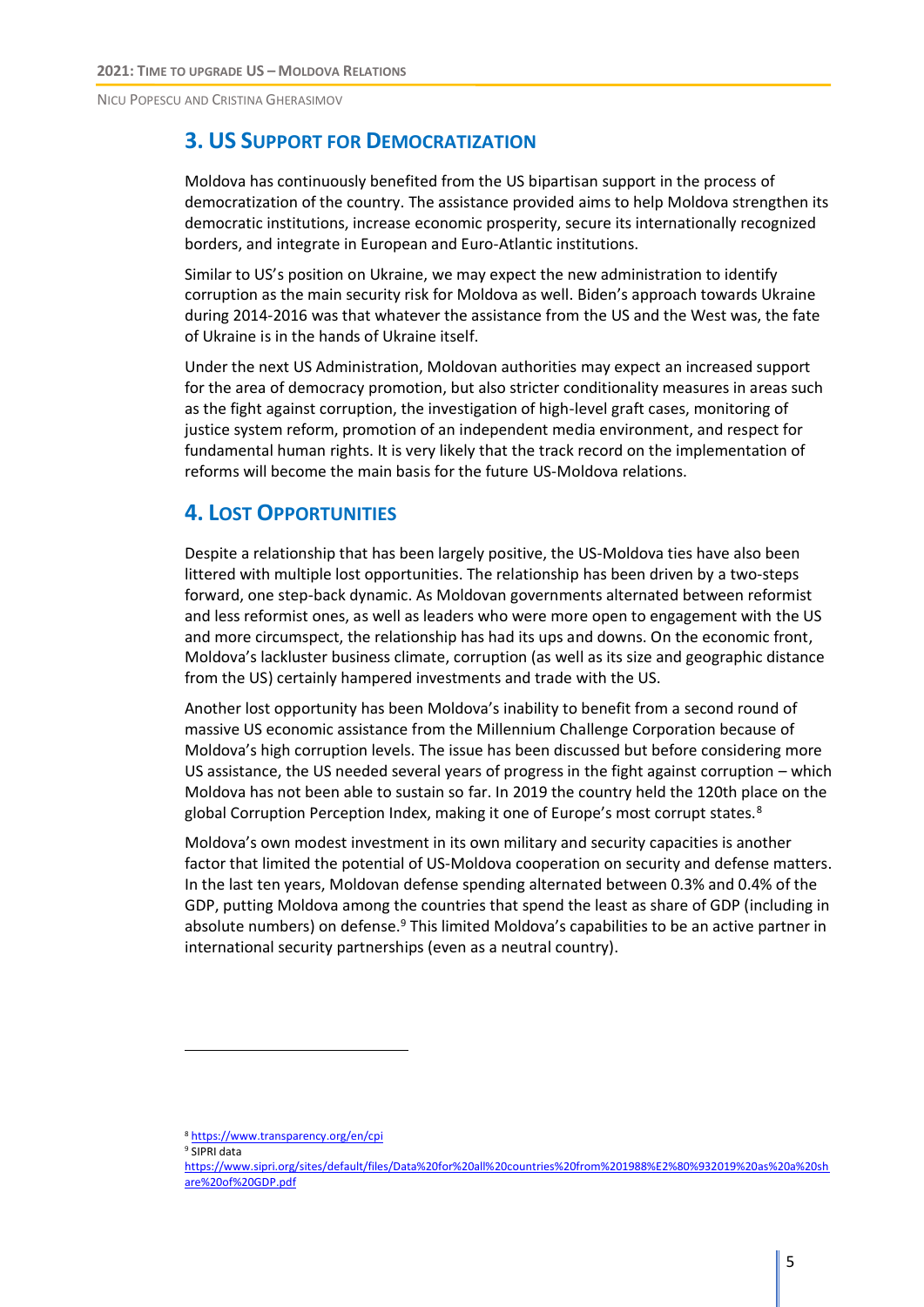## 3. US Support for Democratization

Moldova has continuously benefited from the US bipartisan support in the process of democratization of the country. The assistance provided aims to help Moldova strengthen its democratic institutions, increase economic prosperity, secure its internationally recognized borders, and integrate in European and Euro-Atlantic institutions.

Similar to US's position on Ukraine, we may expect the new administration to identify corruption as the main security risk for Moldova as well. Biden's approach towards Ukraine during 2014-2016 was that whatever the assistance from the US and the West was, the fate of Ukraine is in the hands of Ukraine itself.

Under the next US Administration, Moldovan authorities may expect an increased support for the area of democracy promotion, but also stricter conditionality measures in areas such as the fight against corruption, the investigation of high-level graft cases, monitoring of justice system reform, promotion of an independent media environment, and respect for fundamental human rights. It is very likely that the track record on the implementation of reforms will become the main basis for the future US-Moldova relations.

## 4. Lost Opportunities

Despite a relationship that has been largely positive, the US-Moldova ties have also been littered with multiple lost opportunities. The relationship has been driven by a two-steps forward, one step-back dynamic. As Moldovan governments alternated between reformist and less reformist ones, as well as leaders who were more open to engagement with the US and more circumspect, the relationship has had its ups and downs. On the economic front, Moldova's lackluster business climate, corruption (as well as its size and geographic distance from the US) certainly hampered investments and trade with the US.

Another lost opportunity has been Moldova's inability to benefit from a second round of massive US economic assistance from the Millennium Challenge Corporation because of Moldova's high corruption levels. The issue has been discussed but before considering more US assistance, the US needed several years of progress in the fight against corruption – which Moldova has not been able to sustain so far. In 2019 the country held the 120th place on the global Corruption Perception Index, making it one of Europe's most corrupt states.[8]

Moldova's own modest investment in its own military and security capacities is another factor that limited the potential of US-Moldova cooperation on security and defense matters. In the last ten years, Moldovan defense spending alternated between 0.3% and 0.4% of the GDP, putting Moldova among the countries that spend the least as share of GDP (including in absolute numbers) on defense.[9] This limited Moldova's capabilities to be an active partner in international security partnerships (even as a neutral country).

---

[8] https://www.transparency.org/en/cpi

[9] SIPRI data https://www.sipri.org/sites/default/files/Data%20for%20all%20countries%20from%201988%E2%80%932019%20as%20a%20share%20of%20GDP.pdf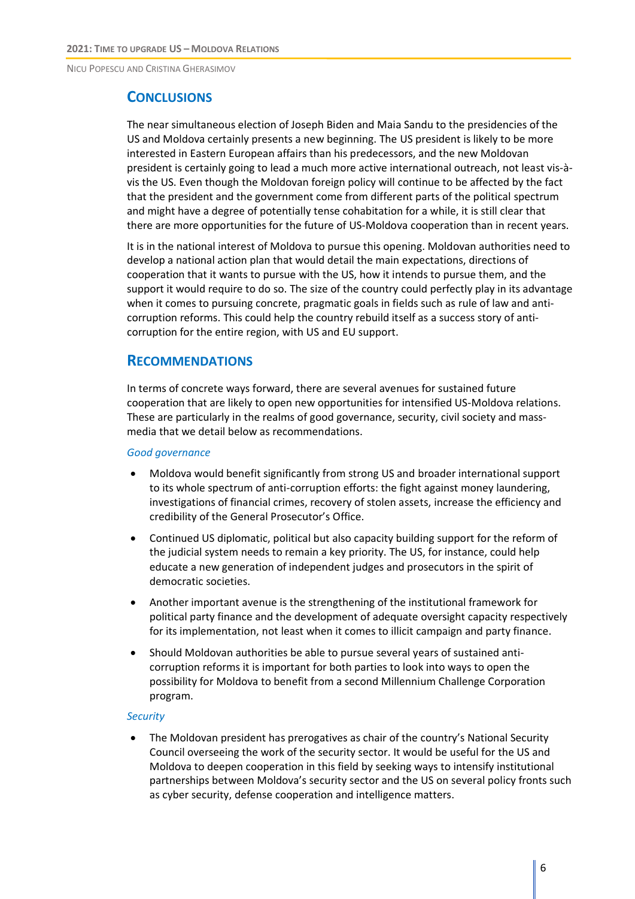## Conclusions

The near simultaneous election of Joseph Biden and Maia Sandu to the presidencies of the US and Moldova certainly presents a new beginning. The US president is likely to be more interested in Eastern European affairs than his predecessors, and the new Moldovan president is certainly going to lead a much more active international outreach, not least vis-à-vis the US. Even though the Moldovan foreign policy will continue to be affected by the fact that the president and the government come from different parts of the political spectrum and might have a degree of potentially tense cohabitation for a while, it is still clear that there are more opportunities for the future of US-Moldova cooperation than in recent years.

It is in the national interest of Moldova to pursue this opening. Moldovan authorities need to develop a national action plan that would detail the main expectations, directions of cooperation that it wants to pursue with the US, how it intends to pursue them, and the support it would require to do so. The size of the country could perfectly play in its advantage when it comes to pursuing concrete, pragmatic goals in fields such as rule of law and anti-corruption reforms. This could help the country rebuild itself as a success story of anti-corruption for the entire region, with US and EU support.

## Recommendations

In terms of concrete ways forward, there are several avenues for sustained future cooperation that are likely to open new opportunities for intensified US-Moldova relations. These are particularly in the realms of good governance, security, civil society and mass-media that we detail below as recommendations.

*Good governance*

- Moldova would benefit significantly from strong US and broader international support to its whole spectrum of anti-corruption efforts: the fight against money laundering, investigations of financial crimes, recovery of stolen assets, increase the efficiency and credibility of the General Prosecutor's Office.
- Continued US diplomatic, political but also capacity building support for the reform of the judicial system needs to remain a key priority. The US, for instance, could help educate a new generation of independent judges and prosecutors in the spirit of democratic societies.
- Another important avenue is the strengthening of the institutional framework for political party finance and the development of adequate oversight capacity respectively for its implementation, not least when it comes to illicit campaign and party finance.
- Should Moldovan authorities be able to pursue several years of sustained anti-corruption reforms it is important for both parties to look into ways to open the possibility for Moldova to benefit from a second Millennium Challenge Corporation program.

*Security*

- The Moldovan president has prerogatives as chair of the country's National Security Council overseeing the work of the security sector. It would be useful for the US and Moldova to deepen cooperation in this field by seeking ways to intensify institutional partnerships between Moldova's security sector and the US on several policy fronts such as cyber security, defense cooperation and intelligence matters.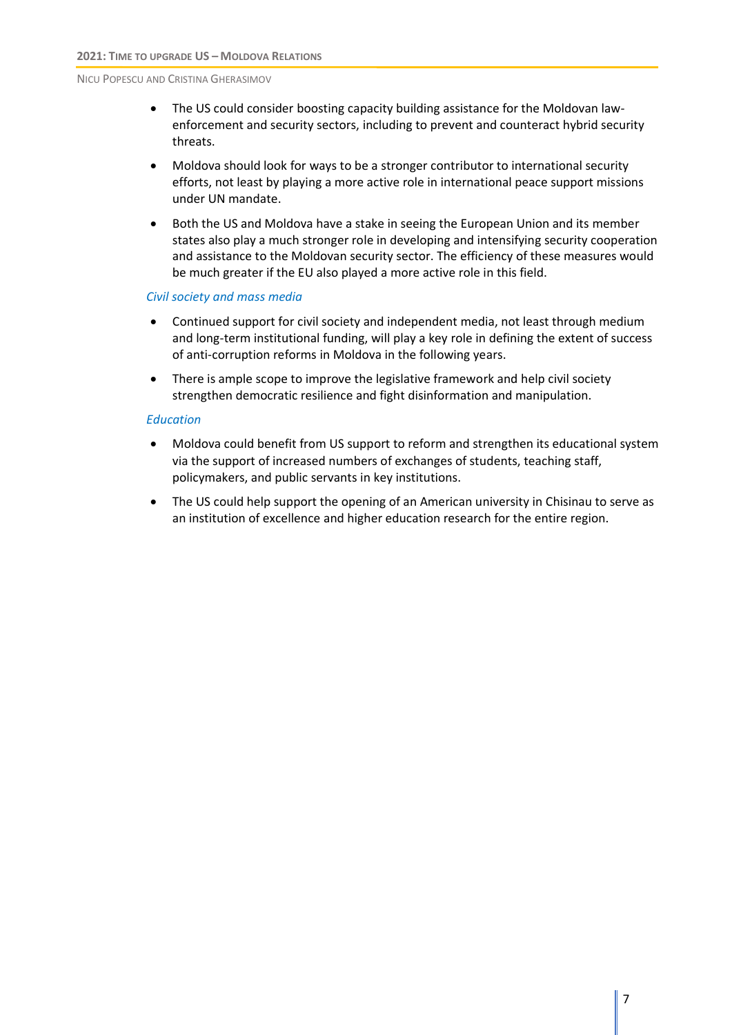- The US could consider boosting capacity building assistance for the Moldovan law-enforcement and security sectors, including to prevent and counteract hybrid security threats.
- Moldova should look for ways to be a stronger contributor to international security efforts, not least by playing a more active role in international peace support missions under UN mandate.
- Both the US and Moldova have a stake in seeing the European Union and its member states also play a much stronger role in developing and intensifying security cooperation and assistance to the Moldovan security sector. The efficiency of these measures would be much greater if the EU also played a more active role in this field.

*Civil society and mass media*

- Continued support for civil society and independent media, not least through medium and long-term institutional funding, will play a key role in defining the extent of success of anti-corruption reforms in Moldova in the following years.
- There is ample scope to improve the legislative framework and help civil society strengthen democratic resilience and fight disinformation and manipulation.

*Education*

- Moldova could benefit from US support to reform and strengthen its educational system via the support of increased numbers of exchanges of students, teaching staff, policymakers, and public servants in key institutions.
- The US could help support the opening of an American university in Chisinau to serve as an institution of excellence and higher education research for the entire region.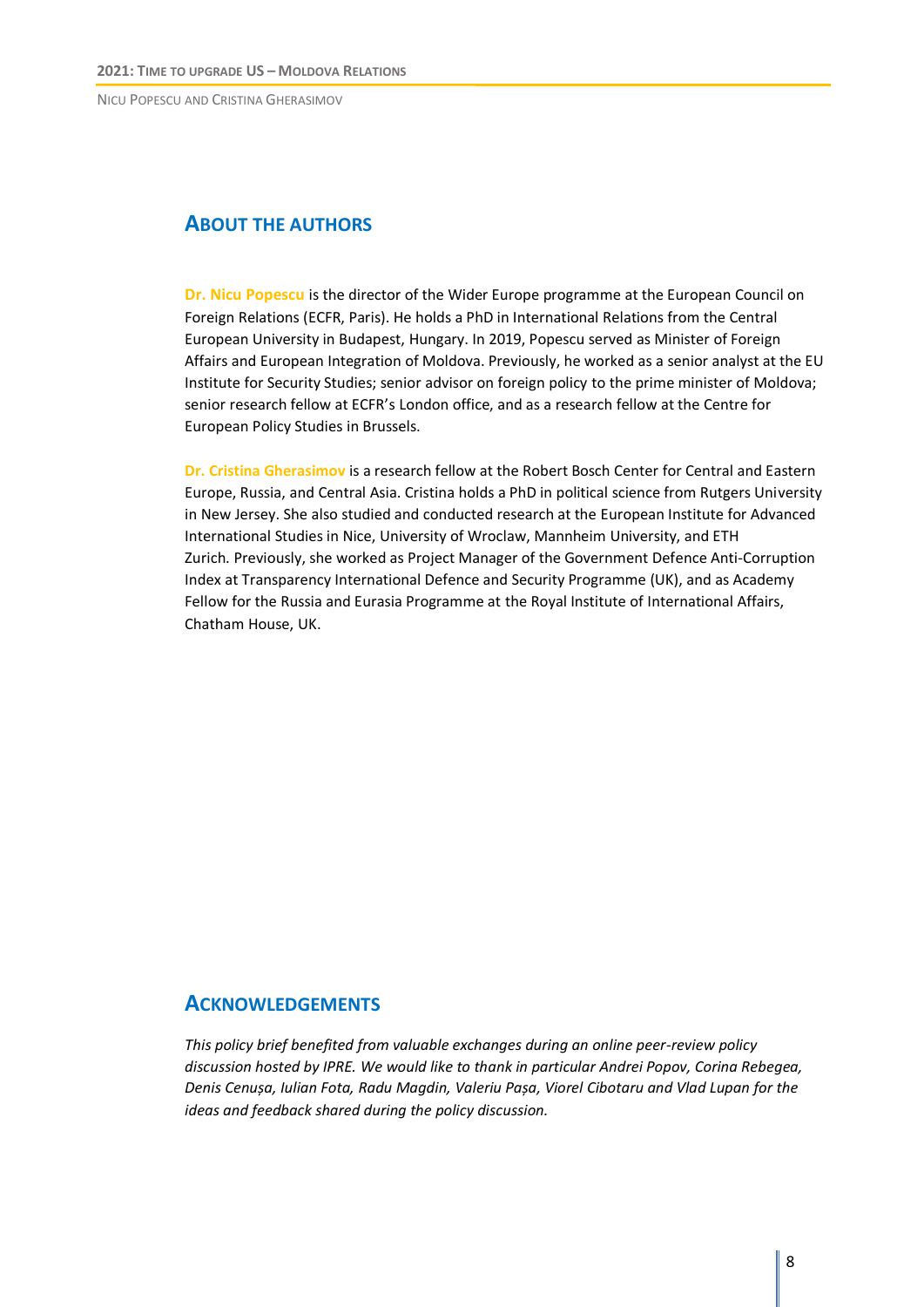## About the Authors

**Dr. Nicu Popescu** is the director of the Wider Europe programme at the European Council on Foreign Relations (ECFR, Paris). He holds a PhD in International Relations from the Central European University in Budapest, Hungary. In 2019, Popescu served as Minister of Foreign Affairs and European Integration of Moldova. Previously, he worked as a senior analyst at the EU Institute for Security Studies; senior advisor on foreign policy to the prime minister of Moldova; senior research fellow at ECFR's London office, and as a research fellow at the Centre for European Policy Studies in Brussels.

**Dr. Cristina Gherasimov** is a research fellow at the Robert Bosch Center for Central and Eastern Europe, Russia, and Central Asia. Cristina holds a PhD in political science from Rutgers University in New Jersey. She also studied and conducted research at the European Institute for Advanced International Studies in Nice, University of Wroclaw, Mannheim University, and ETH Zurich. Previously, she worked as Project Manager of the Government Defence Anti-Corruption Index at Transparency International Defence and Security Programme (UK), and as Academy Fellow for the Russia and Eurasia Programme at the Royal Institute of International Affairs, Chatham House, UK.

## Acknowledgements

*This policy brief benefited from valuable exchanges during an online peer-review policy discussion hosted by IPRE. We would like to thank in particular Andrei Popov, Corina Rebegea, Denis Cenușa, Iulian Fota, Radu Magdin, Valeriu Pașa, Viorel Cibotaru and Vlad Lupan for the ideas and feedback shared during the policy discussion.*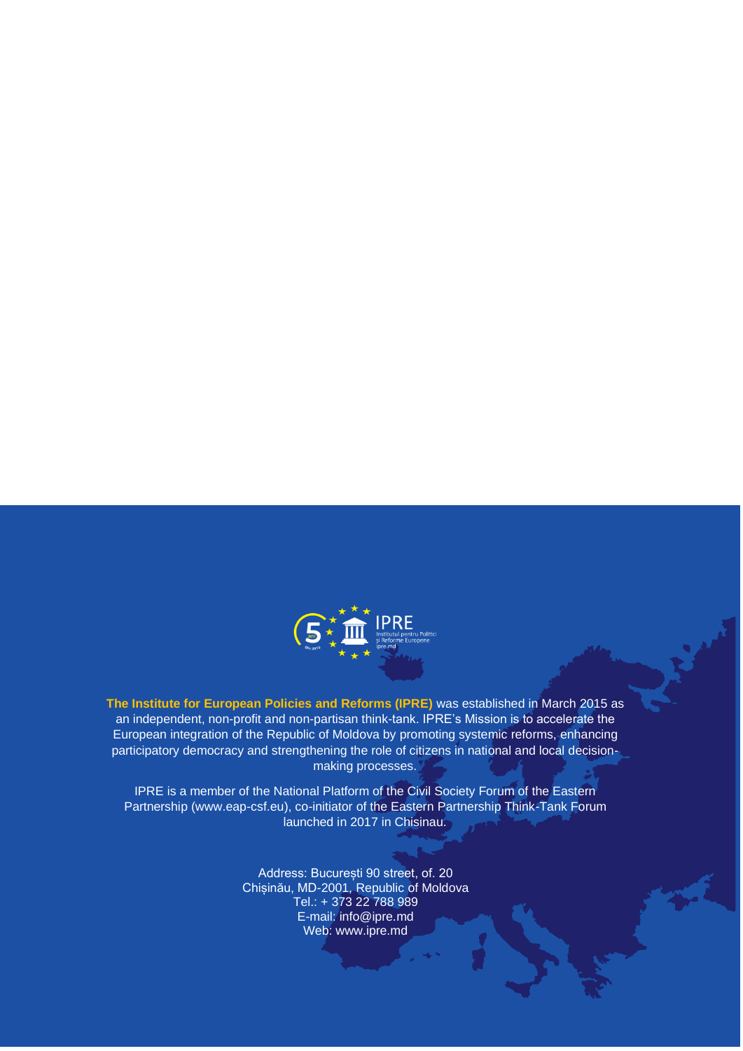IPRE

Institutul pentru Politici și Reforme Europene

ipre.md

**The Institute for European Policies and Reforms (IPRE)** was established in March 2015 as an independent, non-profit and non-partisan think-tank. IPRE's Mission is to accelerate the European integration of the Republic of Moldova by promoting systemic reforms, enhancing participatory democracy and strengthening the role of citizens in national and local decision-making processes.

IPRE is a member of the National Platform of the Civil Society Forum of the Eastern Partnership (www.eap-csf.eu), co-initiator of the Eastern Partnership Think-Tank Forum launched in 2017 in Chisinau.

Address: București 90 street, of. 20
Chișinău, MD-2001, Republic of Moldova
Tel.: + 373 22 788 989
E-mail: info@ipre.md
Web: www.ipre.md